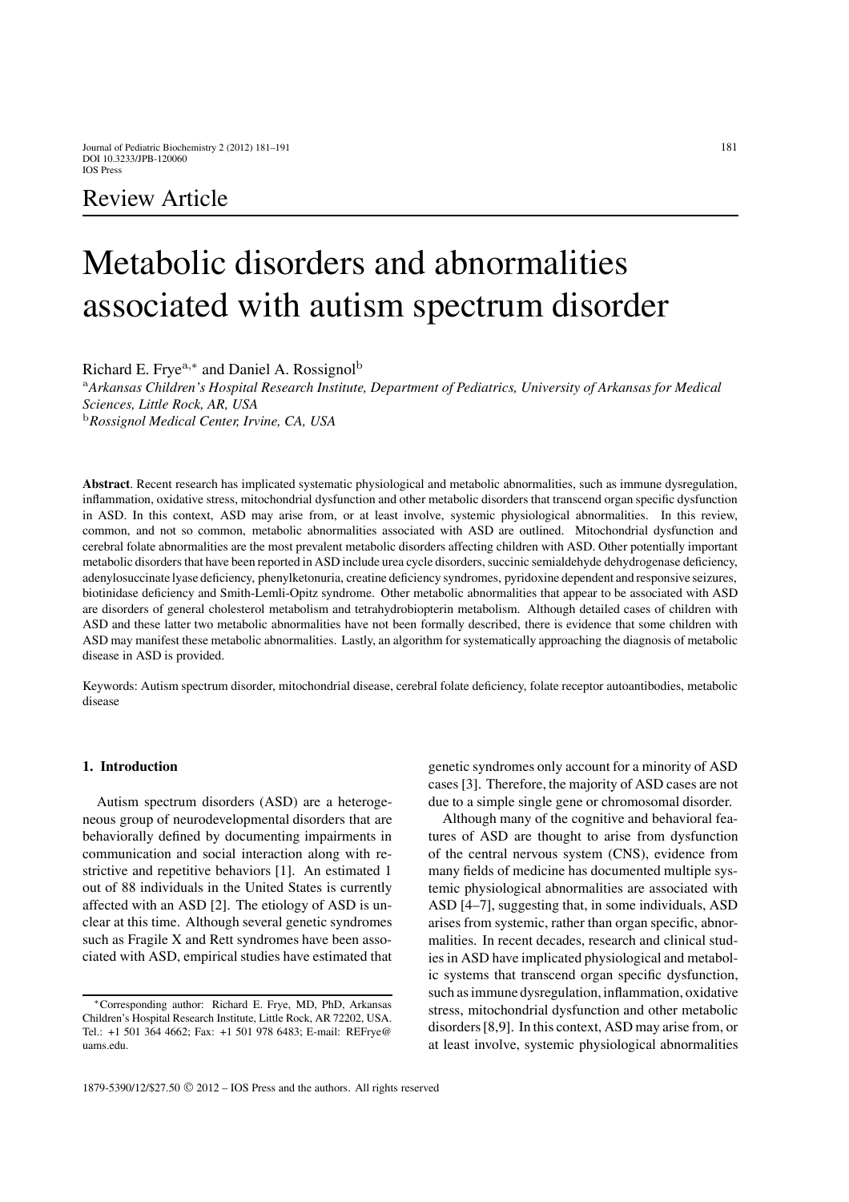Review Article

# Metabolic disorders and abnormalities associated with autism spectrum disorder

Richard E. Frye[a,*] and Daniel A. Rossignol[b]

[a]*Arkansas Children's Hospital Research Institute, Department of Pediatrics, University of Arkansas for Medical Sciences, Little Rock, AR, USA*
[b]*Rossignol Medical Center, Irvine, CA, USA*

**Abstract**. Recent research has implicated systematic physiological and metabolic abnormalities, such as immune dysregulation, inflammation, oxidative stress, mitochondrial dysfunction and other metabolic disorders that transcend organ specific dysfunction in ASD. In this context, ASD may arise from, or at least involve, systemic physiological abnormalities. In this review, common, and not so common, metabolic abnormalities associated with ASD are outlined. Mitochondrial dysfunction and cerebral folate abnormalities are the most prevalent metabolic disorders affecting children with ASD. Other potentially important metabolic disorders that have been reported in ASD include urea cycle disorders, succinic semialdehyde dehydrogenase deficiency, adenylosuccinate lyase deficiency, phenylketonuria, creatine deficiency syndromes, pyridoxine dependent and responsive seizures, biotinidase deficiency and Smith-Lemli-Opitz syndrome. Other metabolic abnormalities that appear to be associated with ASD are disorders of general cholesterol metabolism and tetrahydrobiopterin metabolism. Although detailed cases of children with ASD and these latter two metabolic abnormalities have not been formally described, there is evidence that some children with ASD may manifest these metabolic abnormalities. Lastly, an algorithm for systematically approaching the diagnosis of metabolic disease in ASD is provided.

Keywords: Autism spectrum disorder, mitochondrial disease, cerebral folate deficiency, folate receptor autoantibodies, metabolic disease

## 1. Introduction

Autism spectrum disorders (ASD) are a heterogeneous group of neurodevelopmental disorders that are behaviorally defined by documenting impairments in communication and social interaction along with restrictive and repetitive behaviors [1]. An estimated 1 out of 88 individuals in the United States is currently affected with an ASD [2]. The etiology of ASD is unclear at this time. Although several genetic syndromes such as Fragile X and Rett syndromes have been associated with ASD, empirical studies have estimated that genetic syndromes only account for a minority of ASD cases [3]. Therefore, the majority of ASD cases are not due to a simple single gene or chromosomal disorder.

Although many of the cognitive and behavioral features of ASD are thought to arise from dysfunction of the central nervous system (CNS), evidence from many fields of medicine has documented multiple systemic physiological abnormalities are associated with ASD [4–7], suggesting that, in some individuals, ASD arises from systemic, rather than organ specific, abnormalities. In recent decades, research and clinical studies in ASD have implicated physiological and metabolic systems that transcend organ specific dysfunction, such as immune dysregulation, inflammation, oxidative stress, mitochondrial dysfunction and other metabolic disorders [8,9]. In this context, ASD may arise from, or at least involve, systemic physiological abnormalities

*Corresponding author: Richard E. Frye, MD, PhD, Arkansas Children's Hospital Research Institute, Little Rock, AR 72202, USA. Tel.: +1 501 364 4662; Fax: +1 501 978 6483; E-mail: REFrye@uams.edu.

1879-5390/12/$27.50 © 2012 – IOS Press and the authors. All rights reserved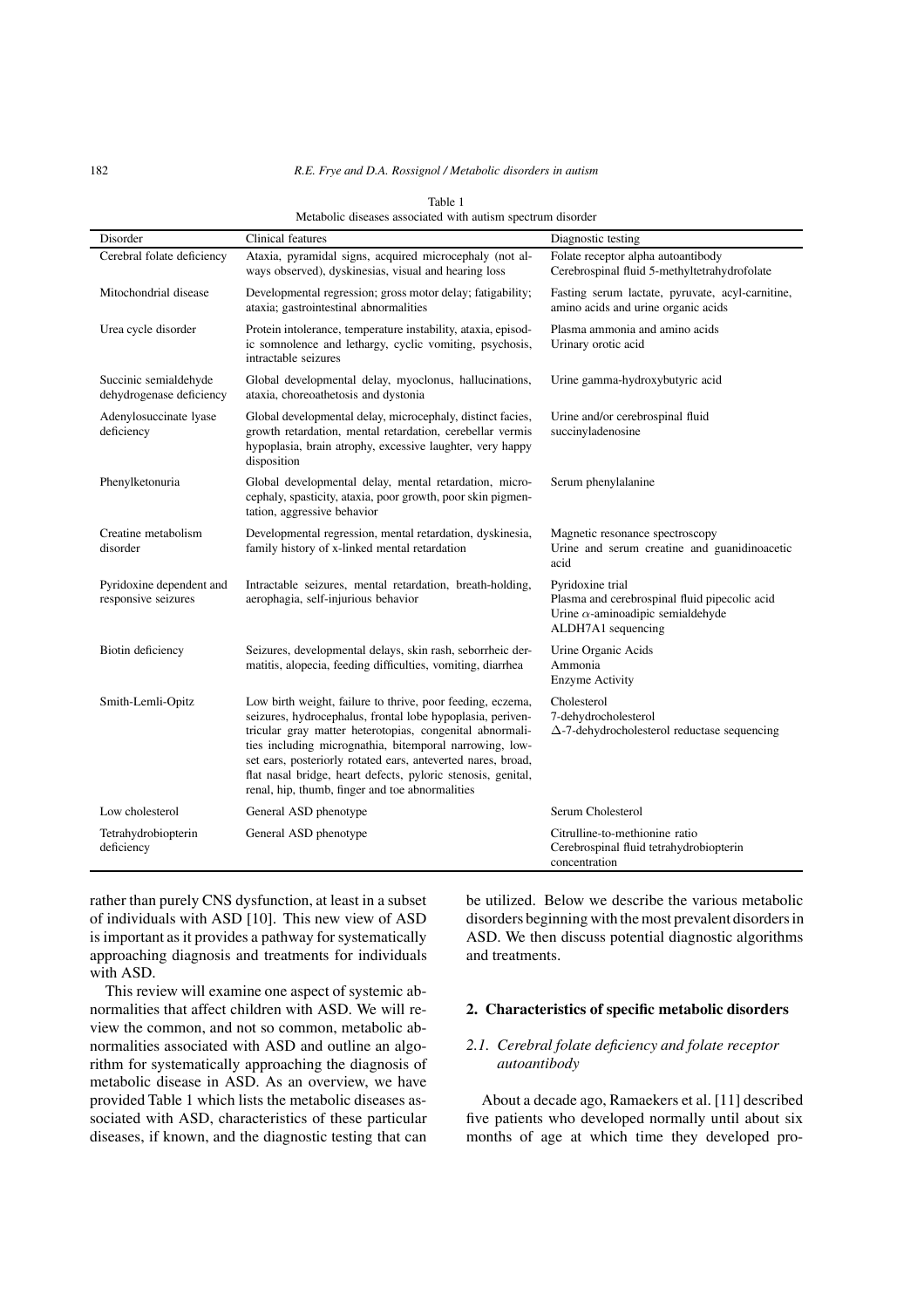Table 1
Metabolic diseases associated with autism spectrum disorder

| Disorder | Clinical features | Diagnostic testing |
|---|---|---|
| Cerebral folate deficiency | Ataxia, pyramidal signs, acquired microcephaly (not always observed), dyskinesias, visual and hearing loss | Folate receptor alpha autoantibody<br>Cerebrospinal fluid 5-methyltetrahydrofolate |
| Mitochondrial disease | Developmental regression; gross motor delay; fatigability; ataxia; gastrointestinal abnormalities | Fasting serum lactate, pyruvate, acyl-carnitine, amino acids and urine organic acids |
| Urea cycle disorder | Protein intolerance, temperature instability, ataxia, episodic somnolence and lethargy, cyclic vomiting, psychosis, intractable seizures | Plasma ammonia and amino acids<br>Urinary orotic acid |
| Succinic semialdehyde dehydrogenase deficiency | Global developmental delay, myoclonus, hallucinations, ataxia, choreoathetosis and dystonia | Urine gamma-hydroxybutyric acid |
| Adenylosuccinate lyase deficiency | Global developmental delay, microcephaly, distinct facies, growth retardation, mental retardation, cerebellar vermis hypoplasia, brain atrophy, excessive laughter, very happy disposition | Urine and/or cerebrospinal fluid succinyladenosine |
| Phenylketonuria | Global developmental delay, mental retardation, microcephaly, spasticity, ataxia, poor growth, poor skin pigmentation, aggressive behavior | Serum phenylalanine |
| Creatine metabolism disorder | Developmental regression, mental retardation, dyskinesia, family history of x-linked mental retardation | Magnetic resonance spectroscopy<br>Urine and serum creatine and guanidinoacetic acid |
| Pyridoxine dependent and responsive seizures | Intractable seizures, mental retardation, breath-holding, aerophagia, self-injurious behavior | Pyridoxine trial<br>Plasma and cerebrospinal fluid pipecolic acid<br>Urine $\alpha$-aminoadipic semialdehyde<br>ALDH7A1 sequencing |
| Biotin deficiency | Seizures, developmental delays, skin rash, seborrheic dermatitis, alopecia, feeding difficulties, vomiting, diarrhea | Urine Organic Acids<br>Ammonia<br>Enzyme Activity |
| Smith-Lemli-Opitz | Low birth weight, failure to thrive, poor feeding, eczema, seizures, hydrocephalus, frontal lobe hypoplasia, periventricular gray matter heterotopias, congenital abnormalities including micrognathia, bitemporal narrowing, low-set ears, posteriorly rotated ears, anteverted nares, broad, flat nasal bridge, heart defects, pyloric stenosis, genital, renal, hip, thumb, finger and toe abnormalities | Cholesterol<br>7-dehydrocholesterol<br>$\Delta$-7-dehydrocholesterol reductase sequencing |
| Low cholesterol | General ASD phenotype | Serum Cholesterol |
| Tetrahydrobiopterin deficiency | General ASD phenotype | Citrulline-to-methionine ratio<br>Cerebrospinal fluid tetrahydrobiopterin concentration |

rather than purely CNS dysfunction, at least in a subset of individuals with ASD [10]. This new view of ASD is important as it provides a pathway for systematically approaching diagnosis and treatments for individuals with ASD.

This review will examine one aspect of systemic abnormalities that affect children with ASD. We will review the common, and not so common, metabolic abnormalities associated with ASD and outline an algorithm for systematically approaching the diagnosis of metabolic disease in ASD. As an overview, we have provided Table 1 which lists the metabolic diseases associated with ASD, characteristics of these particular diseases, if known, and the diagnostic testing that can be utilized. Below we describe the various metabolic disorders beginning with the most prevalent disorders in ASD. We then discuss potential diagnostic algorithms and treatments.

## 2. Characteristics of specific metabolic disorders

### 2.1. *Cerebral folate deficiency and folate receptor autoantibody*

About a decade ago, Ramaekers et al. [11] described five patients who developed normally until about six months of age at which time they developed pro-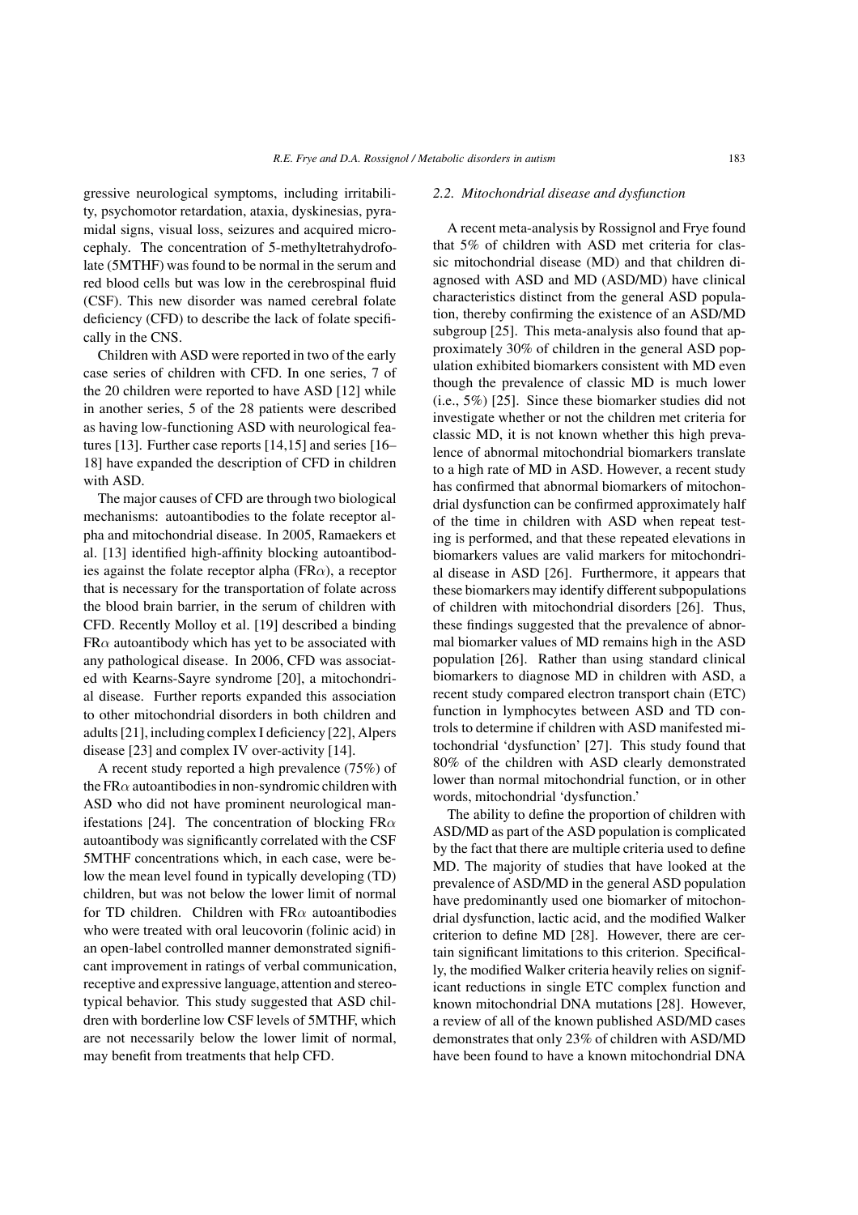gressive neurological symptoms, including irritability, psychomotor retardation, ataxia, dyskinesias, pyramidal signs, visual loss, seizures and acquired microcephaly. The concentration of 5-methyltetrahydrofolate (5MTHF) was found to be normal in the serum and red blood cells but was low in the cerebrospinal fluid (CSF). This new disorder was named cerebral folate deficiency (CFD) to describe the lack of folate specifically in the CNS.

Children with ASD were reported in two of the early case series of children with CFD. In one series, 7 of the 20 children were reported to have ASD [12] while in another series, 5 of the 28 patients were described as having low-functioning ASD with neurological features [13]. Further case reports [14,15] and series [16–18] have expanded the description of CFD in children with ASD.

The major causes of CFD are through two biological mechanisms: autoantibodies to the folate receptor alpha and mitochondrial disease. In 2005, Ramaekers et al. [13] identified high-affinity blocking autoantibodies against the folate receptor alpha (FR$\alpha$), a receptor that is necessary for the transportation of folate across the blood brain barrier, in the serum of children with CFD. Recently Molloy et al. [19] described a binding FR$\alpha$ autoantibody which has yet to be associated with any pathological disease. In 2006, CFD was associated with Kearns-Sayre syndrome [20], a mitochondrial disease. Further reports expanded this association to other mitochondrial disorders in both children and adults [21], including complex I deficiency [22], Alpers disease [23] and complex IV over-activity [14].

A recent study reported a high prevalence (75%) of the FR$\alpha$ autoantibodies in non-syndromic children with ASD who did not have prominent neurological manifestations [24]. The concentration of blocking FR$\alpha$ autoantibody was significantly correlated with the CSF 5MTHF concentrations which, in each case, were below the mean level found in typically developing (TD) children, but was not below the lower limit of normal for TD children. Children with FR$\alpha$ autoantibodies who were treated with oral leucovorin (folinic acid) in an open-label controlled manner demonstrated significant improvement in ratings of verbal communication, receptive and expressive language, attention and stereotypical behavior. This study suggested that ASD children with borderline low CSF levels of 5MTHF, which are not necessarily below the lower limit of normal, may benefit from treatments that help CFD.

### 2.2. *Mitochondrial disease and dysfunction*

A recent meta-analysis by Rossignol and Frye found that 5% of children with ASD met criteria for classic mitochondrial disease (MD) and that children diagnosed with ASD and MD (ASD/MD) have clinical characteristics distinct from the general ASD population, thereby confirming the existence of an ASD/MD subgroup [25]. This meta-analysis also found that approximately 30% of children in the general ASD population exhibited biomarkers consistent with MD even though the prevalence of classic MD is much lower (i.e., 5%) [25]. Since these biomarker studies did not investigate whether or not the children met criteria for classic MD, it is not known whether this high prevalence of abnormal mitochondrial biomarkers translate to a high rate of MD in ASD. However, a recent study has confirmed that abnormal biomarkers of mitochondrial dysfunction can be confirmed approximately half of the time in children with ASD when repeat testing is performed, and that these repeated elevations in biomarkers values are valid markers for mitochondrial disease in ASD [26]. Furthermore, it appears that these biomarkers may identify different subpopulations of children with mitochondrial disorders [26]. Thus, these findings suggested that the prevalence of abnormal biomarker values of MD remains high in the ASD population [26]. Rather than using standard clinical biomarkers to diagnose MD in children with ASD, a recent study compared electron transport chain (ETC) function in lymphocytes between ASD and TD controls to determine if children with ASD manifested mitochondrial 'dysfunction' [27]. This study found that 80% of the children with ASD clearly demonstrated lower than normal mitochondrial function, or in other words, mitochondrial 'dysfunction.'

The ability to define the proportion of children with ASD/MD as part of the ASD population is complicated by the fact that there are multiple criteria used to define MD. The majority of studies that have looked at the prevalence of ASD/MD in the general ASD population have predominantly used one biomarker of mitochondrial dysfunction, lactic acid, and the modified Walker criterion to define MD [28]. However, there are certain significant limitations to this criterion. Specifically, the modified Walker criteria heavily relies on significant reductions in single ETC complex function and known mitochondrial DNA mutations [28]. However, a review of all of the known published ASD/MD cases demonstrates that only 23% of children with ASD/MD have been found to have a known mitochondrial DNA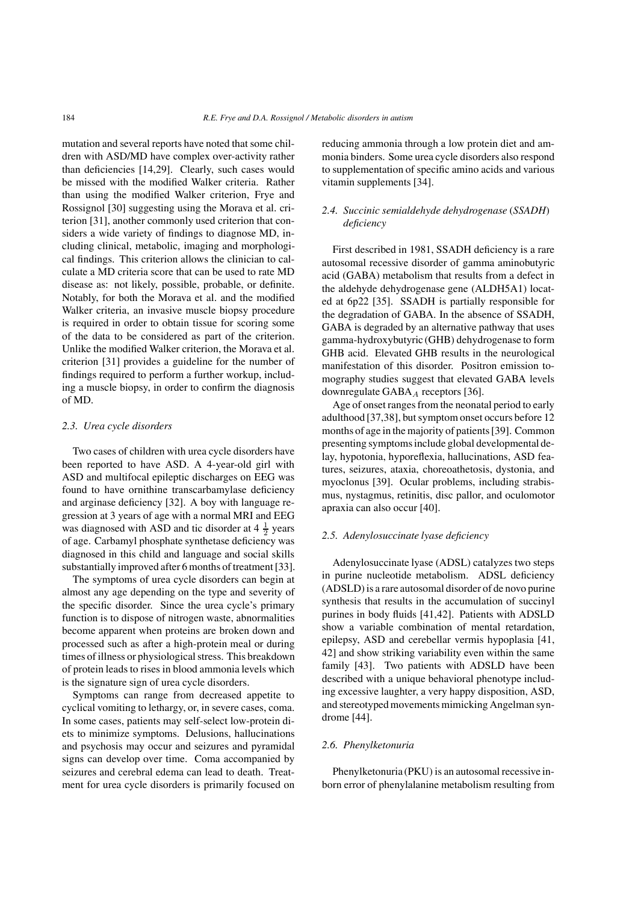mutation and several reports have noted that some children with ASD/MD have complex over-activity rather than deficiencies [14,29]. Clearly, such cases would be missed with the modified Walker criteria. Rather than using the modified Walker criterion, Frye and Rossignol [30] suggesting using the Morava et al. criterion [31], another commonly used criterion that considers a wide variety of findings to diagnose MD, including clinical, metabolic, imaging and morphological findings. This criterion allows the clinician to calculate a MD criteria score that can be used to rate MD disease as: not likely, possible, probable, or definite. Notably, for both the Morava et al. and the modified Walker criteria, an invasive muscle biopsy procedure is required in order to obtain tissue for scoring some of the data to be considered as part of the criterion. Unlike the modified Walker criterion, the Morava et al. criterion [31] provides a guideline for the number of findings required to perform a further workup, including a muscle biopsy, in order to confirm the diagnosis of MD.

### *2.3. Urea cycle disorders*

Two cases of children with urea cycle disorders have been reported to have ASD. A 4-year-old girl with ASD and multifocal epileptic discharges on EEG was found to have ornithine transcarbamylase deficiency and arginase deficiency [32]. A boy with language regression at 3 years of age with a normal MRI and EEG was diagnosed with ASD and tic disorder at 4 $\frac{1}{2}$ years of age. Carbamyl phosphate synthetase deficiency was diagnosed in this child and language and social skills substantially improved after 6 months of treatment [33].

The symptoms of urea cycle disorders can begin at almost any age depending on the type and severity of the specific disorder. Since the urea cycle's primary function is to dispose of nitrogen waste, abnormalities become apparent when proteins are broken down and processed such as after a high-protein meal or during times of illness or physiological stress. This breakdown of protein leads to rises in blood ammonia levels which is the signature sign of urea cycle disorders.

Symptoms can range from decreased appetite to cyclical vomiting to lethargy, or, in severe cases, coma. In some cases, patients may self-select low-protein diets to minimize symptoms. Delusions, hallucinations and psychosis may occur and seizures and pyramidal signs can develop over time. Coma accompanied by seizures and cerebral edema can lead to death. Treatment for urea cycle disorders is primarily focused on reducing ammonia through a low protein diet and ammonia binders. Some urea cycle disorders also respond to supplementation of specific amino acids and various vitamin supplements [34].

### *2.4. Succinic semialdehyde dehydrogenase (SSADH) deficiency*

First described in 1981, SSADH deficiency is a rare autosomal recessive disorder of gamma aminobutyric acid (GABA) metabolism that results from a defect in the aldehyde dehydrogenase gene (ALDH5A1) located at 6p22 [35]. SSADH is partially responsible for the degradation of GABA. In the absence of SSADH, GABA is degraded by an alternative pathway that uses gamma-hydroxybutyric (GHB) dehydrogenase to form GHB acid. Elevated GHB results in the neurological manifestation of this disorder. Positron emission tomography studies suggest that elevated GABA levels downregulate $GABA_A$ receptors [36].

Age of onset ranges from the neonatal period to early adulthood [37,38], but symptom onset occurs before 12 months of age in the majority of patients [39]. Common presenting symptoms include global developmental delay, hypotonia, hyporeflexia, hallucinations, ASD features, seizures, ataxia, choreoathetosis, dystonia, and myoclonus [39]. Ocular problems, including strabismus, nystagmus, retinitis, disc pallor, and oculomotor apraxia can also occur [40].

### *2.5. Adenylosuccinate lyase deficiency*

Adenylosuccinate lyase (ADSL) catalyzes two steps in purine nucleotide metabolism. ADSL deficiency (ADSLD) is a rare autosomal disorder of de novo purine synthesis that results in the accumulation of succinyl purines in body fluids [41,42]. Patients with ADSLD show a variable combination of mental retardation, epilepsy, ASD and cerebellar vermis hypoplasia [41, 42] and show striking variability even within the same family [43]. Two patients with ADSLD have been described with a unique behavioral phenotype including excessive laughter, a very happy disposition, ASD, and stereotyped movements mimicking Angelman syndrome [44].

### *2.6. Phenylketonuria*

Phenylketonuria (PKU) is an autosomal recessive inborn error of phenylalanine metabolism resulting from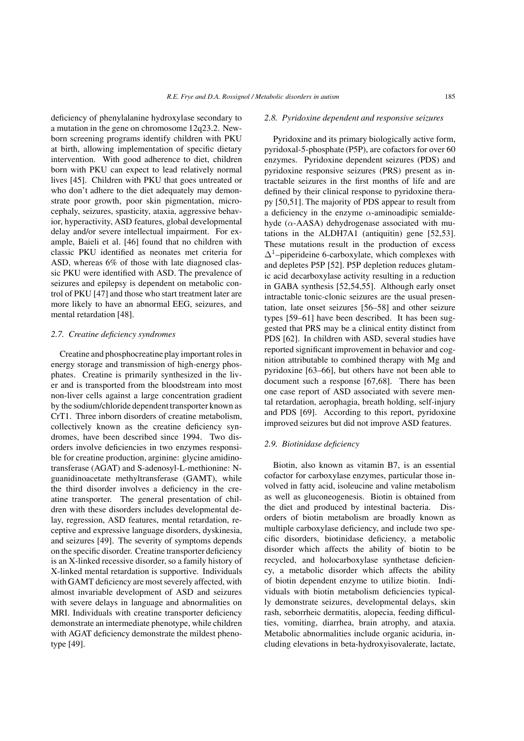deficiency of phenylalanine hydroxylase secondary to a mutation in the gene on chromosome 12q23.2. Newborn screening programs identify children with PKU at birth, allowing implementation of specific dietary intervention. With good adherence to diet, children born with PKU can expect to lead relatively normal lives [45]. Children with PKU that goes untreated or who don't adhere to the diet adequately may demonstrate poor growth, poor skin pigmentation, microcephaly, seizures, spasticity, ataxia, aggressive behavior, hyperactivity, ASD features, global developmental delay and/or severe intellectual impairment. For example, Baieli et al. [46] found that no children with classic PKU identified as neonates met criteria for ASD, whereas 6% of those with late diagnosed classic PKU were identified with ASD. The prevalence of seizures and epilepsy is dependent on metabolic control of PKU [47] and those who start treatment later are more likely to have an abnormal EEG, seizures, and mental retardation [48].

### *2.7. Creatine deficiency syndromes*

Creatine and phosphocreatine play important roles in energy storage and transmission of high-energy phosphates. Creatine is primarily synthesized in the liver and is transported from the bloodstream into most non-liver cells against a large concentration gradient by the sodium/chloride dependent transporter known as CrT1. Three inborn disorders of creatine metabolism, collectively known as the creatine deficiency syndromes, have been described since 1994. Two disorders involve deficiencies in two enzymes responsible for creatine production, arginine: glycine amidinotransferase (AGAT) and S-adenosyl-L-methionine: N-guanidinoacetate methyltransferase (GAMT), while the third disorder involves a deficiency in the creatine transporter. The general presentation of children with these disorders includes developmental delay, regression, ASD features, mental retardation, receptive and expressive language disorders, dyskinesia, and seizures [49]. The severity of symptoms depends on the specific disorder. Creatine transporter deficiency is an X-linked recessive disorder, so a family history of X-linked mental retardation is supportive. Individuals with GAMT deficiency are most severely affected, with almost invariable development of ASD and seizures with severe delays in language and abnormalities on MRI. Individuals with creatine transporter deficiency demonstrate an intermediate phenotype, while children with AGAT deficiency demonstrate the mildest phenotype [49].

### *2.8. Pyridoxine dependent and responsive seizures*

Pyridoxine and its primary biologically active form, pyridoxal-5-phosphate (P5P), are cofactors for over 60 enzymes. Pyridoxine dependent seizures (PDS) and pyridoxine responsive seizures (PRS) present as intractable seizures in the first months of life and are defined by their clinical response to pyridoxine therapy [50,51]. The majority of PDS appear to result from a deficiency in the enzyme $\alpha$-aminoadipic semialdehyde ($\alpha$-AASA) dehydrogenase associated with mutations in the ALDH7A1 (antiquitin) gene [52,53]. These mutations result in the production of excess $\Delta^1$–piperideine 6-carboxylate, which complexes with and depletes P5P [52]. P5P depletion reduces glutamic acid decarboxylase activity resulting in a reduction in GABA synthesis [52,54,55]. Although early onset intractable tonic-clonic seizures are the usual presentation, late onset seizures [56–58] and other seizure types [59–61] have been described. It has been suggested that PRS may be a clinical entity distinct from PDS [62]. In children with ASD, several studies have reported significant improvement in behavior and cognition attributable to combined therapy with Mg and pyridoxine [63–66], but others have not been able to document such a response [67,68]. There has been one case report of ASD associated with severe mental retardation, aerophagia, breath holding, self-injury and PDS [69]. According to this report, pyridoxine improved seizures but did not improve ASD features.

### *2.9. Biotinidase deficiency*

Biotin, also known as vitamin B7, is an essential cofactor for carboxylase enzymes, particular those involved in fatty acid, isoleucine and valine metabolism as well as gluconeogenesis. Biotin is obtained from the diet and produced by intestinal bacteria. Disorders of biotin metabolism are broadly known as multiple carboxylase deficiency, and include two specific disorders, biotinidase deficiency, a metabolic disorder which affects the ability of biotin to be recycled, and holocarboxylase synthetase deficiency, a metabolic disorder which affects the ability of biotin dependent enzyme to utilize biotin. Individuals with biotin metabolism deficiencies typically demonstrate seizures, developmental delays, skin rash, seborrheic dermatitis, alopecia, feeding difficulties, vomiting, diarrhea, brain atrophy, and ataxia. Metabolic abnormalities include organic aciduria, including elevations in beta-hydroxyisovalerate, lactate,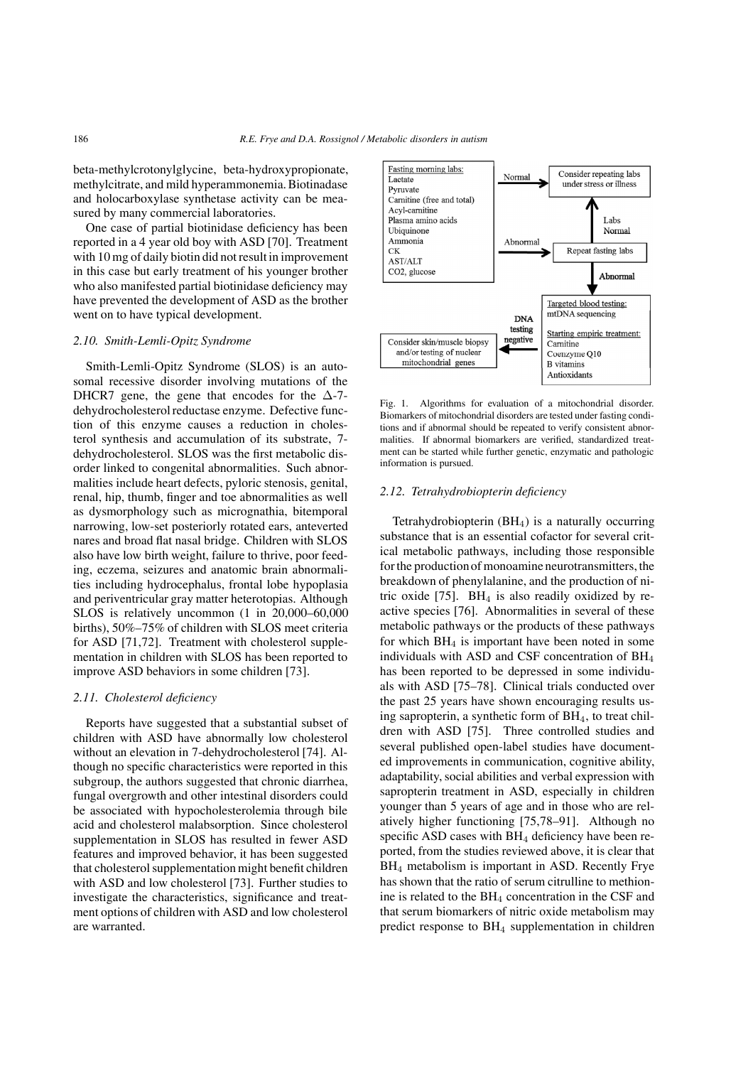beta-methylcrotonylglycine, beta-hydroxypropionate, methylcitrate, and mild hyperammonemia. Biotinadase and holocarboxylase synthetase activity can be measured by many commercial laboratories.

One case of partial biotinidase deficiency has been reported in a 4 year old boy with ASD [70]. Treatment with 10 mg of daily biotin did not result in improvement in this case but early treatment of his younger brother who also manifested partial biotinidase deficiency may have prevented the development of ASD as the brother went on to have typical development.

### *2.10. Smith-Lemli-Opitz Syndrome*

Smith-Lemli-Opitz Syndrome (SLOS) is an autosomal recessive disorder involving mutations of the DHCR7 gene, the gene that encodes for the $\Delta$-7-dehydrocholesterol reductase enzyme. Defective function of this enzyme causes a reduction in cholesterol synthesis and accumulation of its substrate, 7-dehydrocholesterol. SLOS was the first metabolic disorder linked to congenital abnormalities. Such abnormalities include heart defects, pyloric stenosis, genital, renal, hip, thumb, finger and toe abnormalities as well as dysmorphology such as micrognathia, bitemporal narrowing, low-set posteriorly rotated ears, anteverted nares and broad flat nasal bridge. Children with SLOS also have low birth weight, failure to thrive, poor feeding, eczema, seizures and anatomic brain abnormalities including hydrocephalus, frontal lobe hypoplasia and periventricular gray matter heterotopias. Although SLOS is relatively uncommon (1 in 20,000–60,000 births), 50%–75% of children with SLOS meet criteria for ASD [71,72]. Treatment with cholesterol supplementation in children with SLOS has been reported to improve ASD behaviors in some children [73].

### *2.11. Cholesterol deficiency*

Reports have suggested that a substantial subset of children with ASD have abnormally low cholesterol without an elevation in 7-dehydrocholesterol [74]. Although no specific characteristics were reported in this subgroup, the authors suggested that chronic diarrhea, fungal overgrowth and other intestinal disorders could be associated with hypocholesterolemia through bile acid and cholesterol malabsorption. Since cholesterol supplementation in SLOS has resulted in fewer ASD features and improved behavior, it has been suggested that cholesterol supplementation might benefit children with ASD and low cholesterol [73]. Further studies to investigate the characteristics, significance and treatment options of children with ASD and low cholesterol are warranted.

Fasting morning labs: Lactate, Pyruvate, Carnitine (free and total), Acyl-carnitine, Plasma amino acids, Ubiquinone, Ammonia, CK, AST/ALT, CO2, glucose → Normal → Consider repeating labs under stress or illness

Fasting morning labs → Abnormal → Repeat fasting labs → Labs Normal → Consider repeating labs under stress or illness

Repeat fasting labs → Abnormal → Targeted blood testing: mtDNA sequencing; Starting empiric treatment: Carnitine, Coenzyme Q10, B vitamins, Antioxidants

Targeted blood testing → DNA testing negative → Consider skin/muscle biopsy and/or testing of nuclear mitochondrial genes

Fig. 1. Algorithms for evaluation of a mitochondrial disorder. Biomarkers of mitochondrial disorders are tested under fasting conditions and if abnormal should be repeated to verify consistent abnormalities. If abnormal biomarkers are verified, standardized treatment can be started while further genetic, enzymatic and pathologic information is pursued.

### *2.12. Tetrahydrobiopterin deficiency*

Tetrahydrobiopterin ($BH_4$) is a naturally occurring substance that is an essential cofactor for several critical metabolic pathways, including those responsible for the production of monoamine neurotransmitters, the breakdown of phenylalanine, and the production of nitric oxide [75]. $BH_4$ is also readily oxidized by reactive species [76]. Abnormalities in several of these metabolic pathways or the products of these pathways for which $BH_4$ is important have been noted in some individuals with ASD and CSF concentration of $BH_4$ has been reported to be depressed in some individuals with ASD [75–78]. Clinical trials conducted over the past 25 years have shown encouraging results using sapropterin, a synthetic form of $BH_4$, to treat children with ASD [75]. Three controlled studies and several published open-label studies have documented improvements in communication, cognitive ability, adaptability, social abilities and verbal expression with sapropterin treatment in ASD, especially in children younger than 5 years of age and in those who are relatively higher functioning [75,78–91]. Although no specific ASD cases with $BH_4$ deficiency have been reported, from the studies reviewed above, it is clear that $BH_4$ metabolism is important in ASD. Recently Frye has shown that the ratio of serum citrulline to methionine is related to the $BH_4$ concentration in the CSF and that serum biomarkers of nitric oxide metabolism may predict response to $BH_4$ supplementation in children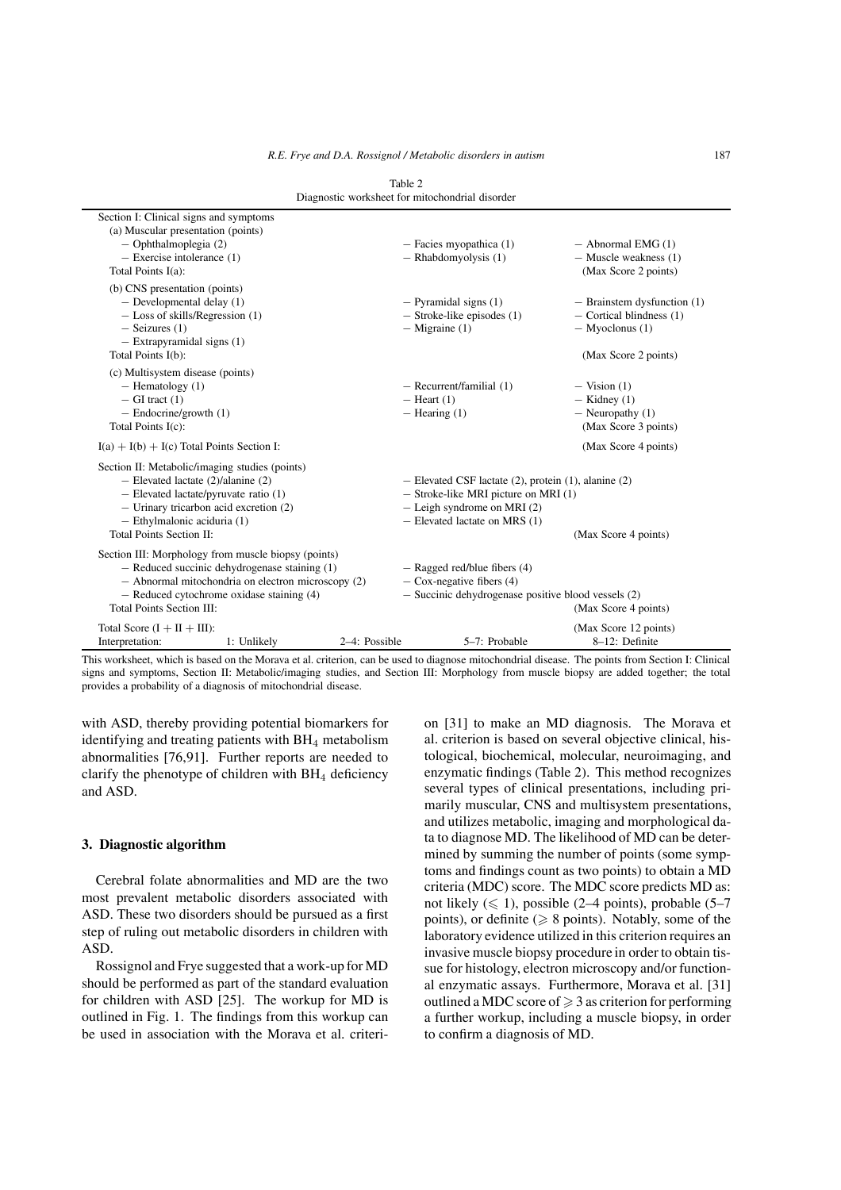Table 2
Diagnostic worksheet for mitochondrial disorder

| | | |
|---|---|---|
| **Section I: Clinical signs and symptoms** | | |
| (a) Muscular presentation (points) | | |
| − Ophthalmoplegia (2) | − Facies myopathica (1) | − Abnormal EMG (1) |
| − Exercise intolerance (1) | − Rhabdomyolysis (1) | − Muscle weakness (1) |
| Total Points I(a): | | (Max Score 2 points) |
| (b) CNS presentation (points) | | |
| − Developmental delay (1) | − Pyramidal signs (1) | − Brainstem dysfunction (1) |
| − Loss of skills/Regression (1) | − Stroke-like episodes (1) | − Cortical blindness (1) |
| − Seizures (1) | − Migraine (1) | − Myoclonus (1) |
| − Extrapyramidal signs (1) | | |
| Total Points I(b): | | (Max Score 2 points) |
| (c) Multisystem disease (points) | | |
| − Hematology (1) | − Recurrent/familial (1) | − Vision (1) |
| − GI tract (1) | − Heart (1) | − Kidney (1) |
| − Endocrine/growth (1) | − Hearing (1) | − Neuropathy (1) |
| Total Points I(c): | | (Max Score 3 points) |
| I(a) + I(b) + I(c) Total Points Section I: | | (Max Score 4 points) |
| **Section II: Metabolic/imaging studies (points)** | | |
| − Elevated lactate (2)/alanine (2) | − Elevated CSF lactate (2), protein (1), alanine (2) | |
| − Elevated lactate/pyruvate ratio (1) | − Stroke-like MRI picture on MRI (1) | |
| − Urinary tricarbon acid excretion (2) | − Leigh syndrome on MRI (2) | |
| − Ethylmalonic aciduria (1) | − Elevated lactate on MRS (1) | |
| Total Points Section II: | | (Max Score 4 points) |
| **Section III: Morphology from muscle biopsy (points)** | | |
| − Reduced succinic dehydrogenase staining (1) | − Ragged red/blue fibers (4) | |
| − Abnormal mitochondria on electron microscopy (2) | − Cox-negative fibers (4) | |
| − Reduced cytochrome oxidase staining (4) | − Succinic dehydrogenase positive blood vessels (2) | |
| Total Points Section III: | | (Max Score 4 points) |
| Total Score (I + II + III): | | (Max Score 12 points) |
| Interpretation: 1: Unlikely; 2–4: Possible | 5–7: Probable | 8–12: Definite |

This worksheet, which is based on the Morava et al. criterion, can be used to diagnose mitochondrial disease. The points from Section I: Clinical signs and symptoms, Section II: Metabolic/imaging studies, and Section III: Morphology from muscle biopsy are added together; the total provides a probability of a diagnosis of mitochondrial disease.

with ASD, thereby providing potential biomarkers for identifying and treating patients with $BH_4$ metabolism abnormalities [76,91]. Further reports are needed to clarify the phenotype of children with $BH_4$ deficiency and ASD.

## 3. Diagnostic algorithm

Cerebral folate abnormalities and MD are the two most prevalent metabolic disorders associated with ASD. These two disorders should be pursued as a first step of ruling out metabolic disorders in children with ASD.

Rossignol and Frye suggested that a work-up for MD should be performed as part of the standard evaluation for children with ASD [25]. The workup for MD is outlined in Fig. 1. The findings from this workup can be used in association with the Morava et al. criterion [31] to make an MD diagnosis. The Morava et al. criterion is based on several objective clinical, histological, biochemical, molecular, neuroimaging, and enzymatic findings (Table 2). This method recognizes several types of clinical presentations, including primarily muscular, CNS and multisystem presentations, and utilizes metabolic, imaging and morphological data to diagnose MD. The likelihood of MD can be determined by summing the number of points (some symptoms and findings count as two points) to obtain a MD criteria (MDC) score. The MDC score predicts MD as: not likely ($\leqslant 1$), possible (2–4 points), probable (5–7 points), or definite ($\geqslant 8$ points). Notably, some of the laboratory evidence utilized in this criterion requires an invasive muscle biopsy procedure in order to obtain tissue for histology, electron microscopy and/or functional enzymatic assays. Furthermore, Morava et al. [31] outlined a MDC score of $\geqslant 3$ as criterion for performing a further workup, including a muscle biopsy, in order to confirm a diagnosis of MD.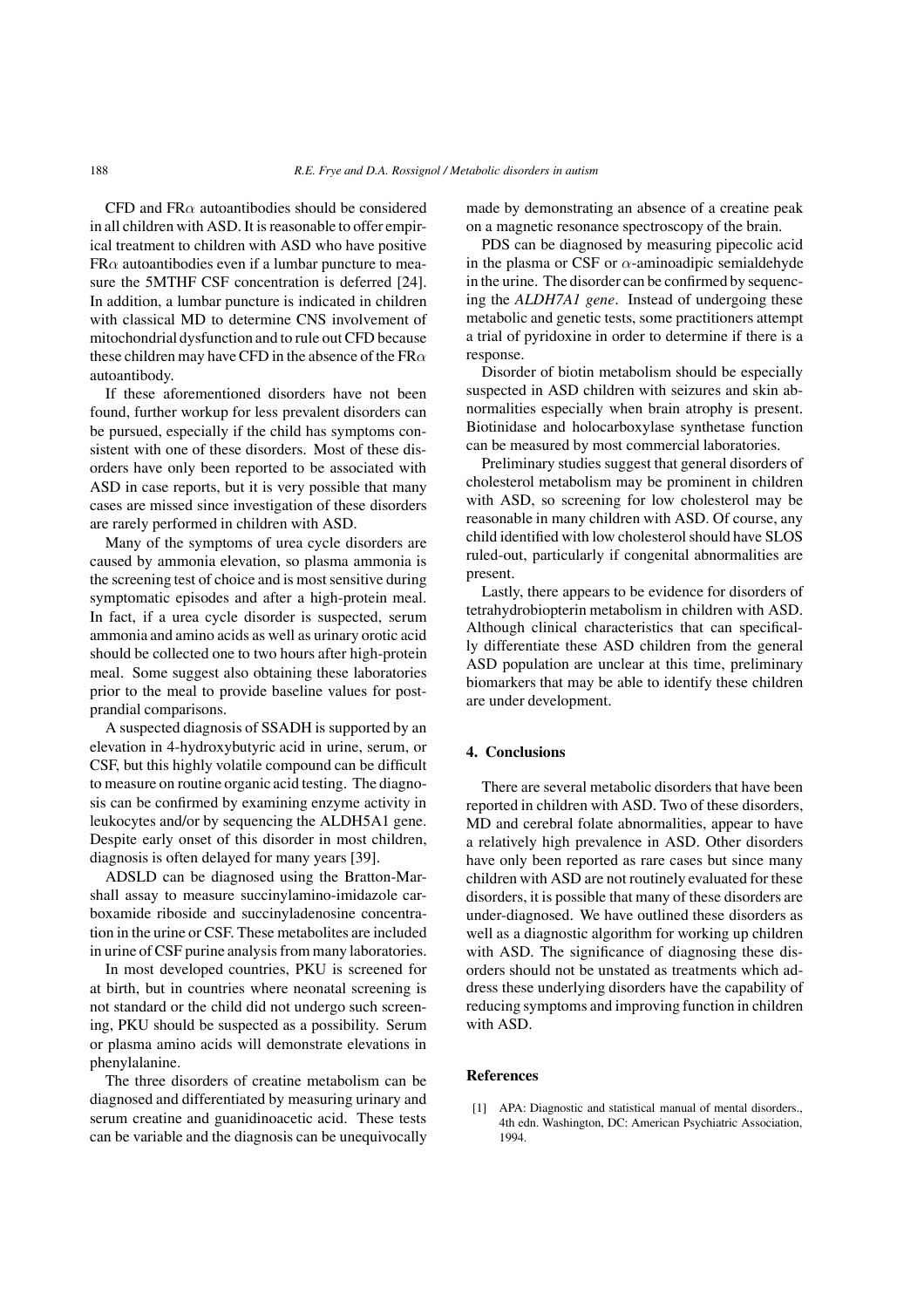CFD and FR$\alpha$ autoantibodies should be considered in all children with ASD. It is reasonable to offer empirical treatment to children with ASD who have positive FR$\alpha$ autoantibodies even if a lumbar puncture to measure the 5MTHF CSF concentration is deferred [24]. In addition, a lumbar puncture is indicated in children with classical MD to determine CNS involvement of mitochondrial dysfunction and to rule out CFD because these children may have CFD in the absence of the FR$\alpha$ autoantibody.

If these aforementioned disorders have not been found, further workup for less prevalent disorders can be pursued, especially if the child has symptoms consistent with one of these disorders. Most of these disorders have only been reported to be associated with ASD in case reports, but it is very possible that many cases are missed since investigation of these disorders are rarely performed in children with ASD.

Many of the symptoms of urea cycle disorders are caused by ammonia elevation, so plasma ammonia is the screening test of choice and is most sensitive during symptomatic episodes and after a high-protein meal. In fact, if a urea cycle disorder is suspected, serum ammonia and amino acids as well as urinary orotic acid should be collected one to two hours after high-protein meal. Some suggest also obtaining these laboratories prior to the meal to provide baseline values for postprandial comparisons.

A suspected diagnosis of SSADH is supported by an elevation in 4-hydroxybutyric acid in urine, serum, or CSF, but this highly volatile compound can be difficult to measure on routine organic acid testing. The diagnosis can be confirmed by examining enzyme activity in leukocytes and/or by sequencing the ALDH5A1 gene. Despite early onset of this disorder in most children, diagnosis is often delayed for many years [39].

ADSLD can be diagnosed using the Bratton-Marshall assay to measure succinylamino-imidazole carboxamide riboside and succinyladenosine concentration in the urine or CSF. These metabolites are included in urine of CSF purine analysis from many laboratories.

In most developed countries, PKU is screened for at birth, but in countries where neonatal screening is not standard or the child did not undergo such screening, PKU should be suspected as a possibility. Serum or plasma amino acids will demonstrate elevations in phenylalanine.

The three disorders of creatine metabolism can be diagnosed and differentiated by measuring urinary and serum creatine and guanidinoacetic acid. These tests can be variable and the diagnosis can be unequivocally made by demonstrating an absence of a creatine peak on a magnetic resonance spectroscopy of the brain.

PDS can be diagnosed by measuring pipecolic acid in the plasma or CSF or $\alpha$-aminoadipic semialdehyde in the urine. The disorder can be confirmed by sequencing the *ALDH7A1 gene*. Instead of undergoing these metabolic and genetic tests, some practitioners attempt a trial of pyridoxine in order to determine if there is a response.

Disorder of biotin metabolism should be especially suspected in ASD children with seizures and skin abnormalities especially when brain atrophy is present. Biotinidase and holocarboxylase synthetase function can be measured by most commercial laboratories.

Preliminary studies suggest that general disorders of cholesterol metabolism may be prominent in children with ASD, so screening for low cholesterol may be reasonable in many children with ASD. Of course, any child identified with low cholesterol should have SLOS ruled-out, particularly if congenital abnormalities are present.

Lastly, there appears to be evidence for disorders of tetrahydrobiopterin metabolism in children with ASD. Although clinical characteristics that can specifically differentiate these ASD children from the general ASD population are unclear at this time, preliminary biomarkers that may be able to identify these children are under development.

## 4. Conclusions

There are several metabolic disorders that have been reported in children with ASD. Two of these disorders, MD and cerebral folate abnormalities, appear to have a relatively high prevalence in ASD. Other disorders have only been reported as rare cases but since many children with ASD are not routinely evaluated for these disorders, it is possible that many of these disorders are under-diagnosed. We have outlined these disorders as well as a diagnostic algorithm for working up children with ASD. The significance of diagnosing these disorders should not be unstated as treatments which address these underlying disorders have the capability of reducing symptoms and improving function in children with ASD.

## References

[1] APA: Diagnostic and statistical manual of mental disorders., 4th edn. Washington, DC: American Psychiatric Association, 1994.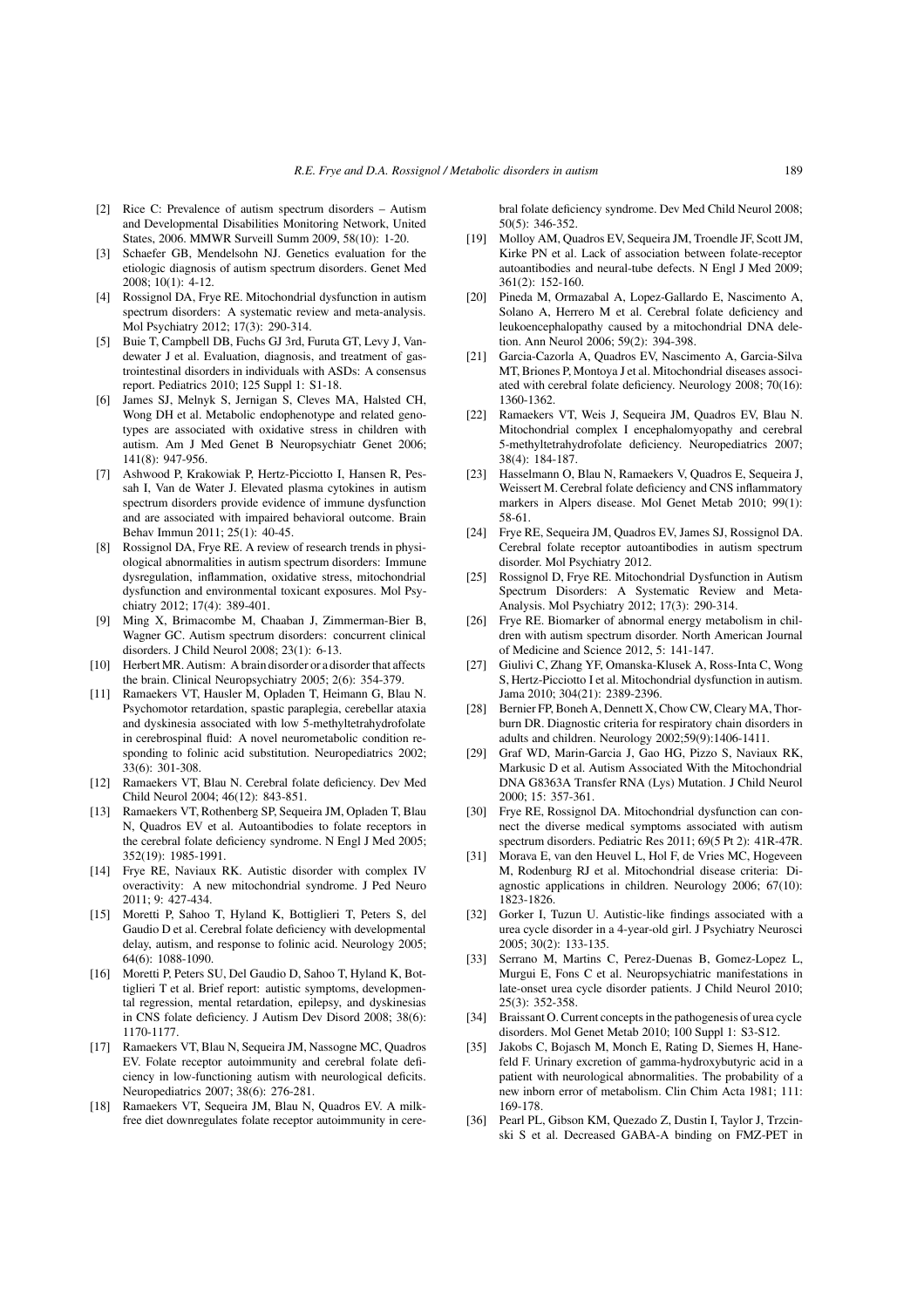[2] Rice C: Prevalence of autism spectrum disorders – Autism and Developmental Disabilities Monitoring Network, United States, 2006. MMWR Surveill Summ 2009, 58(10): 1-20.

[3] Schaefer GB, Mendelsohn NJ. Genetics evaluation for the etiologic diagnosis of autism spectrum disorders. Genet Med 2008; 10(1): 4-12.

[4] Rossignol DA, Frye RE. Mitochondrial dysfunction in autism spectrum disorders: A systematic review and meta-analysis. Mol Psychiatry 2012; 17(3): 290-314.

[5] Buie T, Campbell DB, Fuchs GJ 3rd, Furuta GT, Levy J, Vandewater J et al. Evaluation, diagnosis, and treatment of gastrointestinal disorders in individuals with ASDs: A consensus report. Pediatrics 2010; 125 Suppl 1: S1-18.

[6] James SJ, Melnyk S, Jernigan S, Cleves MA, Halsted CH, Wong DH et al. Metabolic endophenotype and related genotypes are associated with oxidative stress in children with autism. Am J Med Genet B Neuropsychiatr Genet 2006; 141(8): 947-956.

[7] Ashwood P, Krakowiak P, Hertz-Picciotto I, Hansen R, Pessah I, Van de Water J. Elevated plasma cytokines in autism spectrum disorders provide evidence of immune dysfunction and are associated with impaired behavioral outcome. Brain Behav Immun 2011; 25(1): 40-45.

[8] Rossignol DA, Frye RE. A review of research trends in physiological abnormalities in autism spectrum disorders: Immune dysregulation, inflammation, oxidative stress, mitochondrial dysfunction and environmental toxicant exposures. Mol Psychiatry 2012; 17(4): 389-401.

[9] Ming X, Brimacombe M, Chaaban J, Zimmerman-Bier B, Wagner GC. Autism spectrum disorders: concurrent clinical disorders. J Child Neurol 2008; 23(1): 6-13.

[10] Herbert MR. Autism: A brain disorder or a disorder that affects the brain. Clinical Neuropsychiatry 2005; 2(6): 354-379.

[11] Ramaekers VT, Hausler M, Opladen T, Heimann G, Blau N. Psychomotor retardation, spastic paraplegia, cerebellar ataxia and dyskinesia associated with low 5-methyltetrahydrofolate in cerebrospinal fluid: A novel neurometabolic condition responding to folinic acid substitution. Neuropediatrics 2002; 33(6): 301-308.

[12] Ramaekers VT, Blau N. Cerebral folate deficiency. Dev Med Child Neurol 2004; 46(12): 843-851.

[13] Ramaekers VT, Rothenberg SP, Sequeira JM, Opladen T, Blau N, Quadros EV et al. Autoantibodies to folate receptors in the cerebral folate deficiency syndrome. N Engl J Med 2005; 352(19): 1985-1991.

[14] Frye RE, Naviaux RK. Autistic disorder with complex IV overactivity: A new mitochondrial syndrome. J Ped Neuro 2011; 9: 427-434.

[15] Moretti P, Sahoo T, Hyland K, Bottiglieri T, Peters S, del Gaudio D et al. Cerebral folate deficiency with developmental delay, autism, and response to folinic acid. Neurology 2005; 64(6): 1088-1090.

[16] Moretti P, Peters SU, Del Gaudio D, Sahoo T, Hyland K, Bottiglieri T et al. Brief report: autistic symptoms, developmental regression, mental retardation, epilepsy, and dyskinesias in CNS folate deficiency. J Autism Dev Disord 2008; 38(6): 1170-1177.

[17] Ramaekers VT, Blau N, Sequeira JM, Nassogne MC, Quadros EV. Folate receptor autoimmunity and cerebral folate deficiency in low-functioning autism with neurological deficits. Neuropediatrics 2007; 38(6): 276-281.

[18] Ramaekers VT, Sequeira JM, Blau N, Quadros EV. A milk-free diet downregulates folate receptor autoimmunity in cerebral folate deficiency syndrome. Dev Med Child Neurol 2008; 50(5): 346-352.

[19] Molloy AM, Quadros EV, Sequeira JM, Troendle JF, Scott JM, Kirke PN et al. Lack of association between folate-receptor autoantibodies and neural-tube defects. N Engl J Med 2009; 361(2): 152-160.

[20] Pineda M, Ormazabal A, Lopez-Gallardo E, Nascimento A, Solano A, Herrero M et al. Cerebral folate deficiency and leukoencephalopathy caused by a mitochondrial DNA deletion. Ann Neurol 2006; 59(2): 394-398.

[21] Garcia-Cazorla A, Quadros EV, Nascimento A, Garcia-Silva MT, Briones P, Montoya J et al. Mitochondrial diseases associated with cerebral folate deficiency. Neurology 2008; 70(16): 1360-1362.

[22] Ramaekers VT, Weis J, Sequeira JM, Quadros EV, Blau N. Mitochondrial complex I encephalomyopathy and cerebral 5-methyltetrahydrofolate deficiency. Neuropediatrics 2007; 38(4): 184-187.

[23] Hasselmann O, Blau N, Ramaekers V, Quadros E, Sequeira J, Weissert M. Cerebral folate deficiency and CNS inflammatory markers in Alpers disease. Mol Genet Metab 2010; 99(1): 58-61.

[24] Frye RE, Sequeira JM, Quadros EV, James SJ, Rossignol DA. Cerebral folate receptor autoantibodies in autism spectrum disorder. Mol Psychiatry 2012.

[25] Rossignol D, Frye RE. Mitochondrial Dysfunction in Autism Spectrum Disorders: A Systematic Review and Meta-Analysis. Mol Psychiatry 2012; 17(3): 290-314.

[26] Frye RE. Biomarker of abnormal energy metabolism in children with autism spectrum disorder. North American Journal of Medicine and Science 2012, 5: 141-147.

[27] Giulivi C, Zhang YF, Omanska-Klusek A, Ross-Inta C, Wong S, Hertz-Picciotto I et al. Mitochondrial dysfunction in autism. Jama 2010; 304(21): 2389-2396.

[28] Bernier FP, Boneh A, Dennett X, Chow CW, Cleary MA, Thorburn DR. Diagnostic criteria for respiratory chain disorders in adults and children. Neurology 2002;59(9):1406-1411.

[29] Graf WD, Marin-Garcia J, Gao HG, Pizzo S, Naviaux RK, Markusic D et al. Autism Associated With the Mitochondrial DNA G8363A Transfer RNA (Lys) Mutation. J Child Neurol 2000; 15: 357-361.

[30] Frye RE, Rossignol DA. Mitochondrial dysfunction can connect the diverse medical symptoms associated with autism spectrum disorders. Pediatric Res 2011; 69(5 Pt 2): 41R-47R.

[31] Morava E, van den Heuvel L, Hol F, de Vries MC, Hogeveen M, Rodenburg RJ et al. Mitochondrial disease criteria: Diagnostic applications in children. Neurology 2006; 67(10): 1823-1826.

[32] Gorker I, Tuzun U. Autistic-like findings associated with a urea cycle disorder in a 4-year-old girl. J Psychiatry Neurosci 2005; 30(2): 133-135.

[33] Serrano M, Martins C, Perez-Duenas B, Gomez-Lopez L, Murgui E, Fons C et al. Neuropsychiatric manifestations in late-onset urea cycle disorder patients. J Child Neurol 2010; 25(3): 352-358.

[34] Braissant O. Current concepts in the pathogenesis of urea cycle disorders. Mol Genet Metab 2010; 100 Suppl 1: S3-S12.

[35] Jakobs C, Bojasch M, Monch E, Rating D, Siemes H, Hanefeld F. Urinary excretion of gamma-hydroxybutyric acid in a patient with neurological abnormalities. The probability of a new inborn error of metabolism. Clin Chim Acta 1981; 111: 169-178.

[36] Pearl PL, Gibson KM, Quezado Z, Dustin I, Taylor J, Trzcinski S et al. Decreased GABA-A binding on FMZ-PET in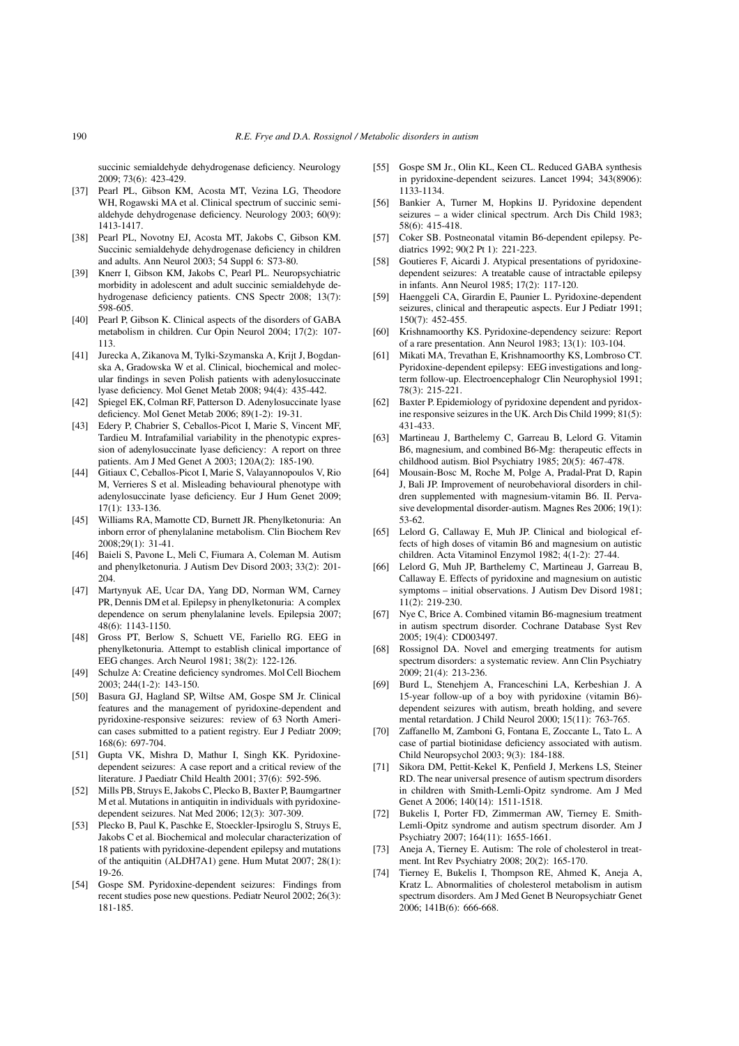succinic semialdehyde dehydrogenase deficiency. Neurology 2009; 73(6): 423-429.

[37] Pearl PL, Gibson KM, Acosta MT, Vezina LG, Theodore WH, Rogawski MA et al. Clinical spectrum of succinic semialdehyde dehydrogenase deficiency. Neurology 2003; 60(9): 1413-1417.

[38] Pearl PL, Novotny EJ, Acosta MT, Jakobs C, Gibson KM. Succinic semialdehyde dehydrogenase deficiency in children and adults. Ann Neurol 2003; 54 Suppl 6: S73-80.

[39] Knerr I, Gibson KM, Jakobs C, Pearl PL. Neuropsychiatric morbidity in adolescent and adult succinic semialdehyde dehydrogenase deficiency patients. CNS Spectr 2008; 13(7): 598-605.

[40] Pearl P, Gibson K. Clinical aspects of the disorders of GABA metabolism in children. Cur Opin Neurol 2004; 17(2): 107-113.

[41] Jurecka A, Zikanova M, Tylki-Szymanska A, Krijt J, Bogdanska A, Gradowska W et al. Clinical, biochemical and molecular findings in seven Polish patients with adenylosuccinate lyase deficiency. Mol Genet Metab 2008; 94(4): 435-442.

[42] Spiegel EK, Colman RF, Patterson D. Adenylosuccinate lyase deficiency. Mol Genet Metab 2006; 89(1-2): 19-31.

[43] Edery P, Chabrier S, Ceballos-Picot I, Marie S, Vincent MF, Tardieu M. Intrafamilial variability in the phenotypic expression of adenylosuccinate lyase deficiency: A report on three patients. Am J Med Genet A 2003; 120A(2): 185-190.

[44] Gitiaux C, Ceballos-Picot I, Marie S, Valayannopoulos V, Rio M, Verrieres S et al. Misleading behavioural phenotype with adenylosuccinate lyase deficiency. Eur J Hum Genet 2009; 17(1): 133-136.

[45] Williams RA, Mamotte CD, Burnett JR. Phenylketonuria: An inborn error of phenylalanine metabolism. Clin Biochem Rev 2008;29(1): 31-41.

[46] Baieli S, Pavone L, Meli C, Fiumara A, Coleman M. Autism and phenylketonuria. J Autism Dev Disord 2003; 33(2): 201-204.

[47] Martynyuk AE, Ucar DA, Yang DD, Norman WM, Carney PR, Dennis DM et al. Epilepsy in phenylketonuria: A complex dependence on serum phenylalanine levels. Epilepsia 2007; 48(6): 1143-1150.

[48] Gross PT, Berlow S, Schuett VE, Fariello RG. EEG in phenylketonuria. Attempt to establish clinical importance of EEG changes. Arch Neurol 1981; 38(2): 122-126.

[49] Schulze A: Creatine deficiency syndromes. Mol Cell Biochem 2003; 244(1-2): 143-150.

[50] Basura GJ, Hagland SP, Wiltse AM, Gospe SM Jr. Clinical features and the management of pyridoxine-dependent and pyridoxine-responsive seizures: review of 63 North American cases submitted to a patient registry. Eur J Pediatr 2009; 168(6): 697-704.

[51] Gupta VK, Mishra D, Mathur I, Singh KK. Pyridoxine-dependent seizures: A case report and a critical review of the literature. J Paediatr Child Health 2001; 37(6): 592-596.

[52] Mills PB, Struys E, Jakobs C, Plecko B, Baxter P, Baumgartner M et al. Mutations in antiquitin in individuals with pyridoxine-dependent seizures. Nat Med 2006; 12(3): 307-309.

[53] Plecko B, Paul K, Paschke E, Stoeckler-Ipsiroglu S, Struys E, Jakobs C et al. Biochemical and molecular characterization of 18 patients with pyridoxine-dependent epilepsy and mutations of the antiquitin (ALDH7A1) gene. Hum Mutat 2007; 28(1): 19-26.

[54] Gospe SM. Pyridoxine-dependent seizures: Findings from recent studies pose new questions. Pediatr Neurol 2002; 26(3): 181-185.

[55] Gospe SM Jr., Olin KL, Keen CL. Reduced GABA synthesis in pyridoxine-dependent seizures. Lancet 1994; 343(8906): 1133-1134.

[56] Bankier A, Turner M, Hopkins IJ. Pyridoxine dependent seizures – a wider clinical spectrum. Arch Dis Child 1983; 58(6): 415-418.

[57] Coker SB. Postneonatal vitamin B6-dependent epilepsy. Pediatrics 1992; 90(2 Pt 1): 221-223.

[58] Goutieres F, Aicardi J. Atypical presentations of pyridoxine-dependent seizures: A treatable cause of intractable epilepsy in infants. Ann Neurol 1985; 17(2): 117-120.

[59] Haenggeli CA, Girardin E, Paunier L. Pyridoxine-dependent seizures, clinical and therapeutic aspects. Eur J Pediatr 1991; 150(7): 452-455.

[60] Krishnamoorthy KS. Pyridoxine-dependency seizure: Report of a rare presentation. Ann Neurol 1983; 13(1): 103-104.

[61] Mikati MA, Trevathan E, Krishnamoorthy KS, Lombroso CT. Pyridoxine-dependent epilepsy: EEG investigations and long-term follow-up. Electroencephalogr Clin Neurophysiol 1991; 78(3): 215-221.

[62] Baxter P. Epidemiology of pyridoxine dependent and pyridoxine responsive seizures in the UK. Arch Dis Child 1999; 81(5): 431-433.

[63] Martineau J, Barthelemy C, Garreau B, Lelord G. Vitamin B6, magnesium, and combined B6-Mg: therapeutic effects in childhood autism. Biol Psychiatry 1985; 20(5): 467-478.

[64] Mousain-Bosc M, Roche M, Polge A, Pradal-Prat D, Rapin J, Bali JP. Improvement of neurobehavioral disorders in children supplemented with magnesium-vitamin B6. II. Pervasive developmental disorder-autism. Magnes Res 2006; 19(1): 53-62.

[65] Lelord G, Callaway E, Muh JP. Clinical and biological effects of high doses of vitamin B6 and magnesium on autistic children. Acta Vitaminol Enzymol 1982; 4(1-2): 27-44.

[66] Lelord G, Muh JP, Barthelemy C, Martineau J, Garreau B, Callaway E. Effects of pyridoxine and magnesium on autistic symptoms – initial observations. J Autism Dev Disord 1981; 11(2): 219-230.

[67] Nye C, Brice A. Combined vitamin B6-magnesium treatment in autism spectrum disorder. Cochrane Database Syst Rev 2005; 19(4): CD003497.

[68] Rossignol DA. Novel and emerging treatments for autism spectrum disorders: a systematic review. Ann Clin Psychiatry 2009; 21(4): 213-236.

[69] Burd L, Stenehjem A, Franceschini LA, Kerbeshian J. A 15-year follow-up of a boy with pyridoxine (vitamin B6)-dependent seizures with autism, breath holding, and severe mental retardation. J Child Neurol 2000; 15(11): 763-765.

[70] Zaffanello M, Zamboni G, Fontana E, Zoccante L, Tato L. A case of partial biotinidase deficiency associated with autism. Child Neuropsychol 2003; 9(3): 184-188.

[71] Sikora DM, Pettit-Kekel K, Penfield J, Merkens LS, Steiner RD. The near universal presence of autism spectrum disorders in children with Smith-Lemli-Opitz syndrome. Am J Med Genet A 2006; 140(14): 1511-1518.

[72] Bukelis I, Porter FD, Zimmerman AW, Tierney E. Smith-Lemli-Opitz syndrome and autism spectrum disorder. Am J Psychiatry 2007; 164(11): 1655-1661.

[73] Aneja A, Tierney E. Autism: The role of cholesterol in treatment. Int Rev Psychiatry 2008; 20(2): 165-170.

[74] Tierney E, Bukelis I, Thompson RE, Ahmed K, Aneja A, Kratz L. Abnormalities of cholesterol metabolism in autism spectrum disorders. Am J Med Genet B Neuropsychiatr Genet 2006; 141B(6): 666-668.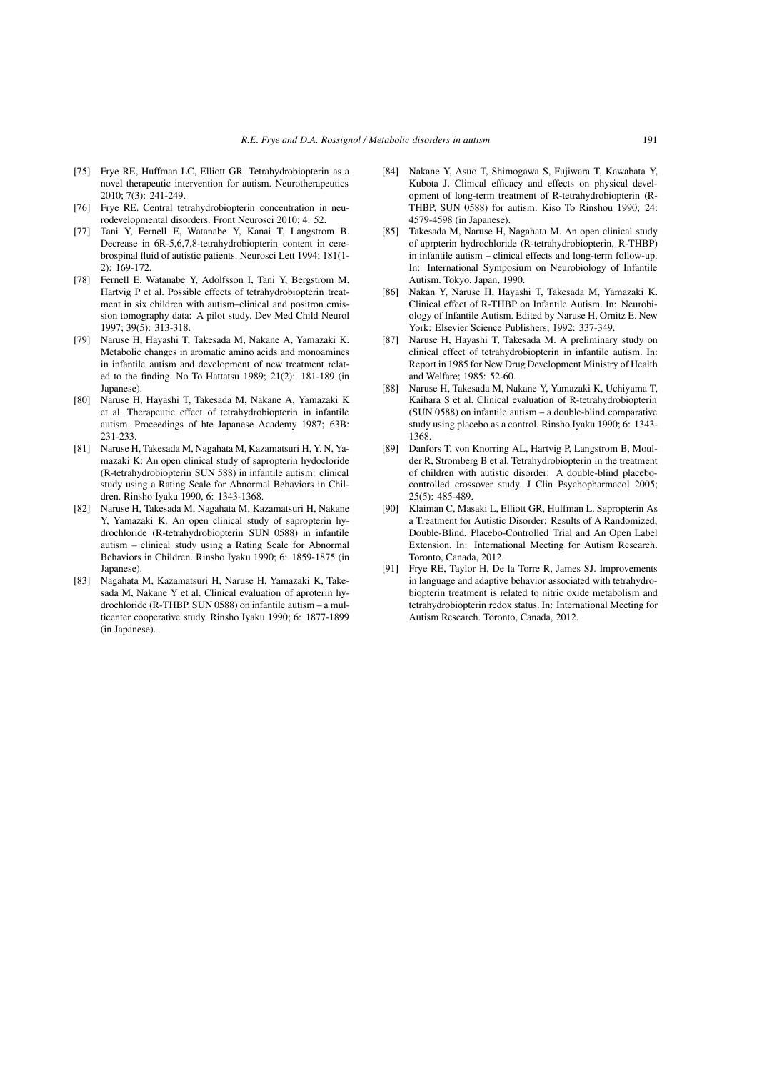[75] Frye RE, Huffman LC, Elliott GR. Tetrahydrobiopterin as a novel therapeutic intervention for autism. Neurotherapeutics 2010; 7(3): 241-249.

[76] Frye RE. Central tetrahydrobiopterin concentration in neurodevelopmental disorders. Front Neurosci 2010; 4: 52.

[77] Tani Y, Fernell E, Watanabe Y, Kanai T, Langstrom B. Decrease in 6R-5,6,7,8-tetrahydrobiopterin content in cerebrospinal fluid of autistic patients. Neurosci Lett 1994; 181(1-2): 169-172.

[78] Fernell E, Watanabe Y, Adolfsson I, Tani Y, Bergstrom M, Hartvig P et al. Possible effects of tetrahydrobiopterin treatment in six children with autism–clinical and positron emission tomography data: A pilot study. Dev Med Child Neurol 1997; 39(5): 313-318.

[79] Naruse H, Hayashi T, Takesada M, Nakane A, Yamazaki K. Metabolic changes in aromatic amino acids and monoamines in infantile autism and development of new treatment related to the finding. No To Hattatsu 1989; 21(2): 181-189 (in Japanese).

[80] Naruse H, Hayashi T, Takesada M, Nakane A, Yamazaki K et al. Therapeutic effect of tetrahydrobiopterin in infantile autism. Proceedings of hte Japanese Academy 1987; 63B: 231-233.

[81] Naruse H, Takesada M, Nagahata M, Kazamatsuri H, Y. N, Yamazaki K: An open clinical study of sapropterin hydocloride (R-tetrahydrobiopterin SUN 588) in infantile autism: clinical study using a Rating Scale for Abnormal Behaviors in Children. Rinsho Iyaku 1990, 6: 1343-1368.

[82] Naruse H, Takesada M, Nagahata M, Kazamatsuri H, Nakane Y, Yamazaki K. An open clinical study of sapropterin hydrochloride (R-tetrahydrobiopterin SUN 0588) in infantile autism – clinical study using a Rating Scale for Abnormal Behaviors in Children. Rinsho Iyaku 1990; 6: 1859-1875 (in Japanese).

[83] Nagahata M, Kazamatsuri H, Naruse H, Yamazaki K, Takesada M, Nakane Y et al. Clinical evaluation of aproterin hydrochloride (R-THBP. SUN 0588) on infantile autism – a multicenter cooperative study. Rinsho Iyaku 1990; 6: 1877-1899 (in Japanese).

[84] Nakane Y, Asuo T, Shimogawa S, Fujiwara T, Kawabata Y, Kubota J. Clinical efficacy and effects on physical development of long-term treatment of R-tetrahydrobiopterin (R-THBP, SUN 0588) for autism. Kiso To Rinshou 1990; 24: 4579-4598 (in Japanese).

[85] Takesada M, Naruse H, Nagahata M. An open clinical study of aprpterin hydrochloride (R-tetrahydrobiopterin, R-THBP) in infantile autism – clinical effects and long-term follow-up. In: International Symposium on Neurobiology of Infantile Autism. Tokyo, Japan, 1990.

[86] Nakan Y, Naruse H, Hayashi T, Takesada M, Yamazaki K. Clinical effect of R-THBP on Infantile Autism. In: Neurobiology of Infantile Autism. Edited by Naruse H, Ornitz E. New York: Elsevier Science Publishers; 1992: 337-349.

[87] Naruse H, Hayashi T, Takesada M. A preliminary study on clinical effect of tetrahydrobiopterin in infantile autism. In: Report in 1985 for New Drug Development Ministry of Health and Welfare; 1985: 52-60.

[88] Naruse H, Takesada M, Nakane Y, Yamazaki K, Uchiyama T, Kaihara S et al. Clinical evaluation of R-tetrahydrobiopterin (SUN 0588) on infantile autism – a double-blind comparative study using placebo as a control. Rinsho Iyaku 1990; 6: 1343-1368.

[89] Danfors T, von Knorring AL, Hartvig P, Langstrom B, Moulder R, Stromberg B et al. Tetrahydrobiopterin in the treatment of children with autistic disorder: A double-blind placebo-controlled crossover study. J Clin Psychopharmacol 2005; 25(5): 485-489.

[90] Klaiman C, Masaki L, Elliott GR, Huffman L. Sapropterin As a Treatment for Autistic Disorder: Results of A Randomized, Double-Blind, Placebo-Controlled Trial and An Open Label Extension. In: International Meeting for Autism Research. Toronto, Canada, 2012.

[91] Frye RE, Taylor H, De la Torre R, James SJ. Improvements in language and adaptive behavior associated with tetrahydrobiopterin treatment is related to nitric oxide metabolism and tetrahydrobiopterin redox status. In: International Meeting for Autism Research. Toronto, Canada, 2012.